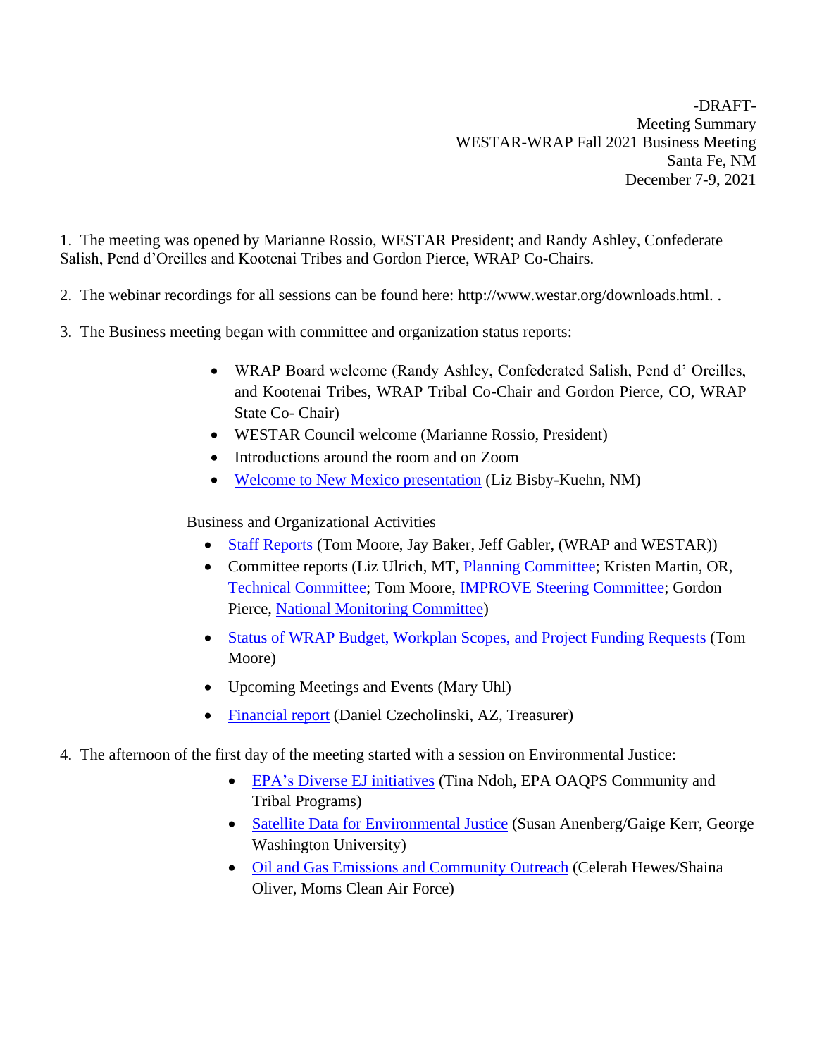-DRAFT-
Meeting Summary
WESTAR-WRAP Fall 2021 Business Meeting
Santa Fe, NM
December 7-9, 2021

1. The meeting was opened by Marianne Rossio, WESTAR President; and Randy Ashley, Confederate Salish, Pend d'Oreilles and Kootenai Tribes and Gordon Pierce, WRAP Co-Chairs.

2. The webinar recordings for all sessions can be found here: http://www.westar.org/downloads.html. .

3. The Business meeting began with committee and organization status reports:

   - WRAP Board welcome (Randy Ashley, Confederated Salish, Pend d' Oreilles, and Kootenai Tribes, WRAP Tribal Co-Chair and Gordon Pierce, CO, WRAP State Co- Chair)
   - WESTAR Council welcome (Marianne Rossio, President)
   - Introductions around the room and on Zoom
   - Welcome to New Mexico presentation (Liz Bisby-Kuehn, NM)

   Business and Organizational Activities

   - Staff Reports (Tom Moore, Jay Baker, Jeff Gabler, (WRAP and WESTAR))
   - Committee reports (Liz Ulrich, MT, Planning Committee; Kristen Martin, OR, Technical Committee; Tom Moore, IMPROVE Steering Committee; Gordon Pierce, National Monitoring Committee)
   - Status of WRAP Budget, Workplan Scopes, and Project Funding Requests (Tom Moore)
   - Upcoming Meetings and Events (Mary Uhl)
   - Financial report (Daniel Czecholinski, AZ, Treasurer)

4. The afternoon of the first day of the meeting started with a session on Environmental Justice:

   - EPA's Diverse EJ initiatives (Tina Ndoh, EPA OAQPS Community and Tribal Programs)
   - Satellite Data for Environmental Justice (Susan Anenberg/Gaige Kerr, George Washington University)
   - Oil and Gas Emissions and Community Outreach (Celerah Hewes/Shaina Oliver, Moms Clean Air Force)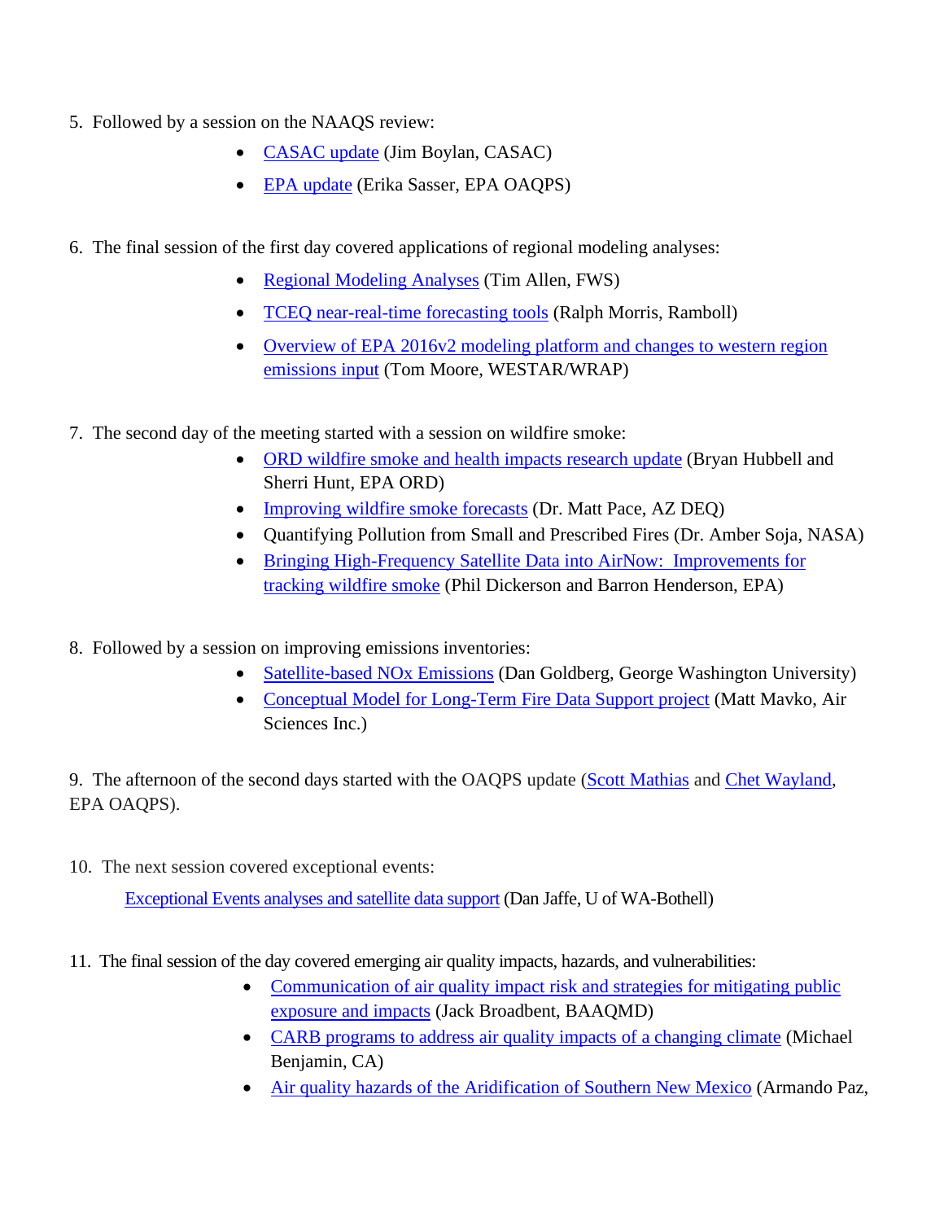5. Followed by a session on the NAAQS review:
    - CASAC update (Jim Boylan, CASAC)
    - EPA update (Erika Sasser, EPA OAQPS)

6. The final session of the first day covered applications of regional modeling analyses:
    - Regional Modeling Analyses (Tim Allen, FWS)
    - TCEQ near-real-time forecasting tools (Ralph Morris, Ramboll)
    - Overview of EPA 2016v2 modeling platform and changes to western region emissions input (Tom Moore, WESTAR/WRAP)

7. The second day of the meeting started with a session on wildfire smoke:
    - ORD wildfire smoke and health impacts research update (Bryan Hubbell and Sherri Hunt, EPA ORD)
    - Improving wildfire smoke forecasts (Dr. Matt Pace, AZ DEQ)
    - Quantifying Pollution from Small and Prescribed Fires (Dr. Amber Soja, NASA)
    - Bringing High-Frequency Satellite Data into AirNow: Improvements for tracking wildfire smoke (Phil Dickerson and Barron Henderson, EPA)

8. Followed by a session on improving emissions inventories:
    - Satellite-based NOx Emissions (Dan Goldberg, George Washington University)
    - Conceptual Model for Long-Term Fire Data Support project (Matt Mavko, Air Sciences Inc.)

9. The afternoon of the second days started with the OAQPS update (Scott Mathias and Chet Wayland, EPA OAQPS).

10. The next session covered exceptional events:

    Exceptional Events analyses and satellite data support (Dan Jaffe, U of WA-Bothell)

11. The final session of the day covered emerging air quality impacts, hazards, and vulnerabilities:
    - Communication of air quality impact risk and strategies for mitigating public exposure and impacts (Jack Broadbent, BAAQMD)
    - CARB programs to address air quality impacts of a changing climate (Michael Benjamin, CA)
    - Air quality hazards of the Aridification of Southern New Mexico (Armando Paz,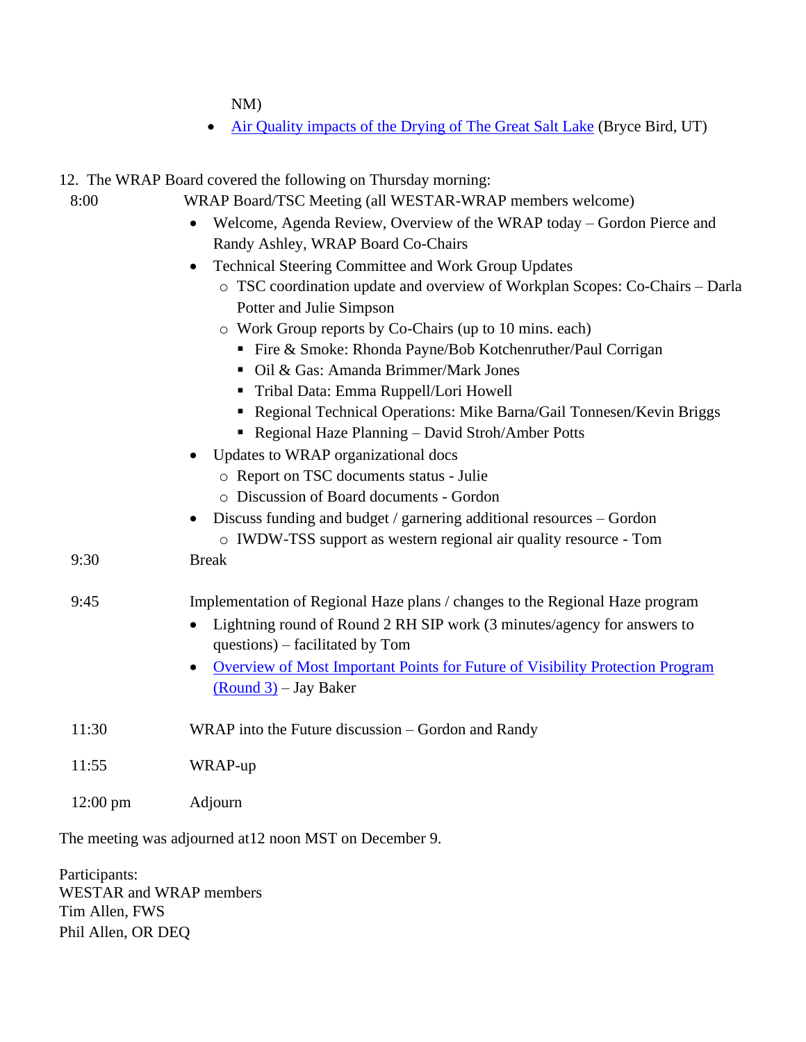NM)

- Air Quality impacts of the Drying of The Great Salt Lake (Bryce Bird, UT)

12. The WRAP Board covered the following on Thursday morning:

8:00 WRAP Board/TSC Meeting (all WESTAR-WRAP members welcome)

- Welcome, Agenda Review, Overview of the WRAP today – Gordon Pierce and Randy Ashley, WRAP Board Co-Chairs
- Technical Steering Committee and Work Group Updates
  - TSC coordination update and overview of Workplan Scopes: Co-Chairs – Darla Potter and Julie Simpson
  - Work Group reports by Co-Chairs (up to 10 mins. each)
    - Fire & Smoke: Rhonda Payne/Bob Kotchenruther/Paul Corrigan
    - Oil & Gas: Amanda Brimmer/Mark Jones
    - Tribal Data: Emma Ruppell/Lori Howell
    - Regional Technical Operations: Mike Barna/Gail Tonnesen/Kevin Briggs
    - Regional Haze Planning – David Stroh/Amber Potts
- Updates to WRAP organizational docs
  - Report on TSC documents status - Julie
  - Discussion of Board documents - Gordon
- Discuss funding and budget / garnering additional resources – Gordon
  - IWDW-TSS support as western regional air quality resource - Tom

9:30 Break

9:45 Implementation of Regional Haze plans / changes to the Regional Haze program

- Lightning round of Round 2 RH SIP work (3 minutes/agency for answers to questions) – facilitated by Tom
- Overview of Most Important Points for Future of Visibility Protection Program (Round 3) – Jay Baker

11:30 WRAP into the Future discussion – Gordon and Randy

11:55 WRAP-up

12:00 pm Adjourn

The meeting was adjourned at12 noon MST on December 9.

Participants:
WESTAR and WRAP members
Tim Allen, FWS
Phil Allen, OR DEQ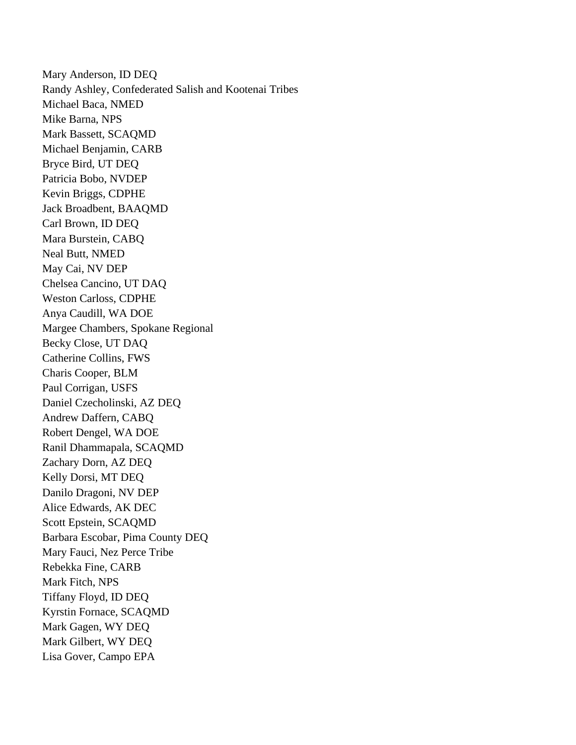Mary Anderson, ID DEQ
Randy Ashley, Confederated Salish and Kootenai Tribes
Michael Baca, NMED
Mike Barna, NPS
Mark Bassett, SCAQMD
Michael Benjamin, CARB
Bryce Bird, UT DEQ
Patricia Bobo, NVDEP
Kevin Briggs, CDPHE
Jack Broadbent, BAAQMD
Carl Brown, ID DEQ
Mara Burstein, CABQ
Neal Butt, NMED
May Cai, NV DEP
Chelsea Cancino, UT DAQ
Weston Carloss, CDPHE
Anya Caudill, WA DOE
Margee Chambers, Spokane Regional
Becky Close, UT DAQ
Catherine Collins, FWS
Charis Cooper, BLM
Paul Corrigan, USFS
Daniel Czecholinski, AZ DEQ
Andrew Daffern, CABQ
Robert Dengel, WA DOE
Ranil Dhammapala, SCAQMD
Zachary Dorn, AZ DEQ
Kelly Dorsi, MT DEQ
Danilo Dragoni, NV DEP
Alice Edwards, AK DEC
Scott Epstein, SCAQMD
Barbara Escobar, Pima County DEQ
Mary Fauci, Nez Perce Tribe
Rebekka Fine, CARB
Mark Fitch, NPS
Tiffany Floyd, ID DEQ
Kyrstin Fornace, SCAQMD
Mark Gagen, WY DEQ
Mark Gilbert, WY DEQ
Lisa Gover, Campo EPA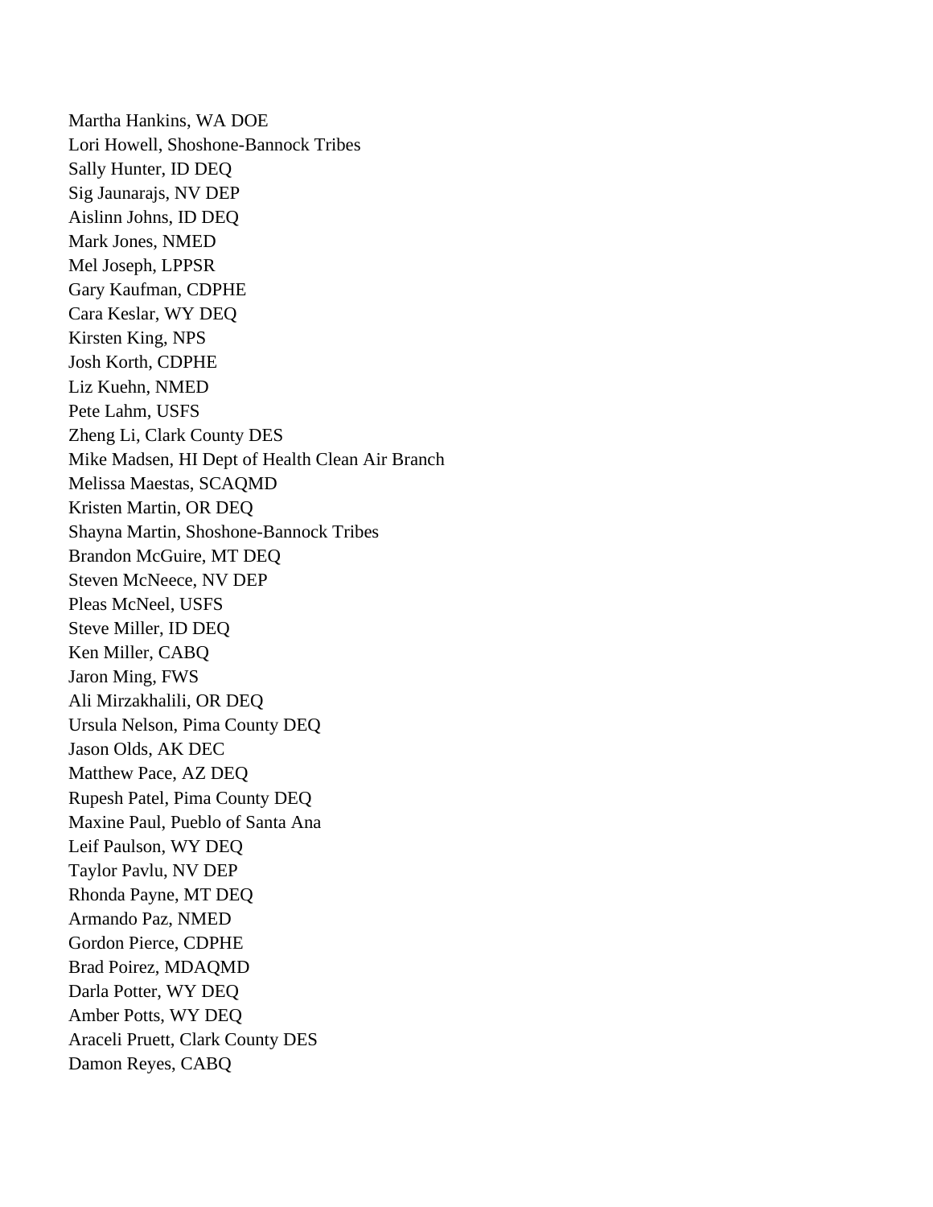Martha Hankins, WA DOE
Lori Howell, Shoshone-Bannock Tribes
Sally Hunter, ID DEQ
Sig Jaunarajs, NV DEP
Aislinn Johns, ID DEQ
Mark Jones, NMED
Mel Joseph, LPPSR
Gary Kaufman, CDPHE
Cara Keslar, WY DEQ
Kirsten King, NPS
Josh Korth, CDPHE
Liz Kuehn, NMED
Pete Lahm, USFS
Zheng Li, Clark County DES
Mike Madsen, HI Dept of Health Clean Air Branch
Melissa Maestas, SCAQMD
Kristen Martin, OR DEQ
Shayna Martin, Shoshone-Bannock Tribes
Brandon McGuire, MT DEQ
Steven McNeece, NV DEP
Pleas McNeel, USFS
Steve Miller, ID DEQ
Ken Miller, CABQ
Jaron Ming, FWS
Ali Mirzakhalili, OR DEQ
Ursula Nelson, Pima County DEQ
Jason Olds, AK DEC
Matthew Pace, AZ DEQ
Rupesh Patel, Pima County DEQ
Maxine Paul, Pueblo of Santa Ana
Leif Paulson, WY DEQ
Taylor Pavlu, NV DEP
Rhonda Payne, MT DEQ
Armando Paz, NMED
Gordon Pierce, CDPHE
Brad Poirez, MDAQMD
Darla Potter, WY DEQ
Amber Potts, WY DEQ
Araceli Pruett, Clark County DES
Damon Reyes, CABQ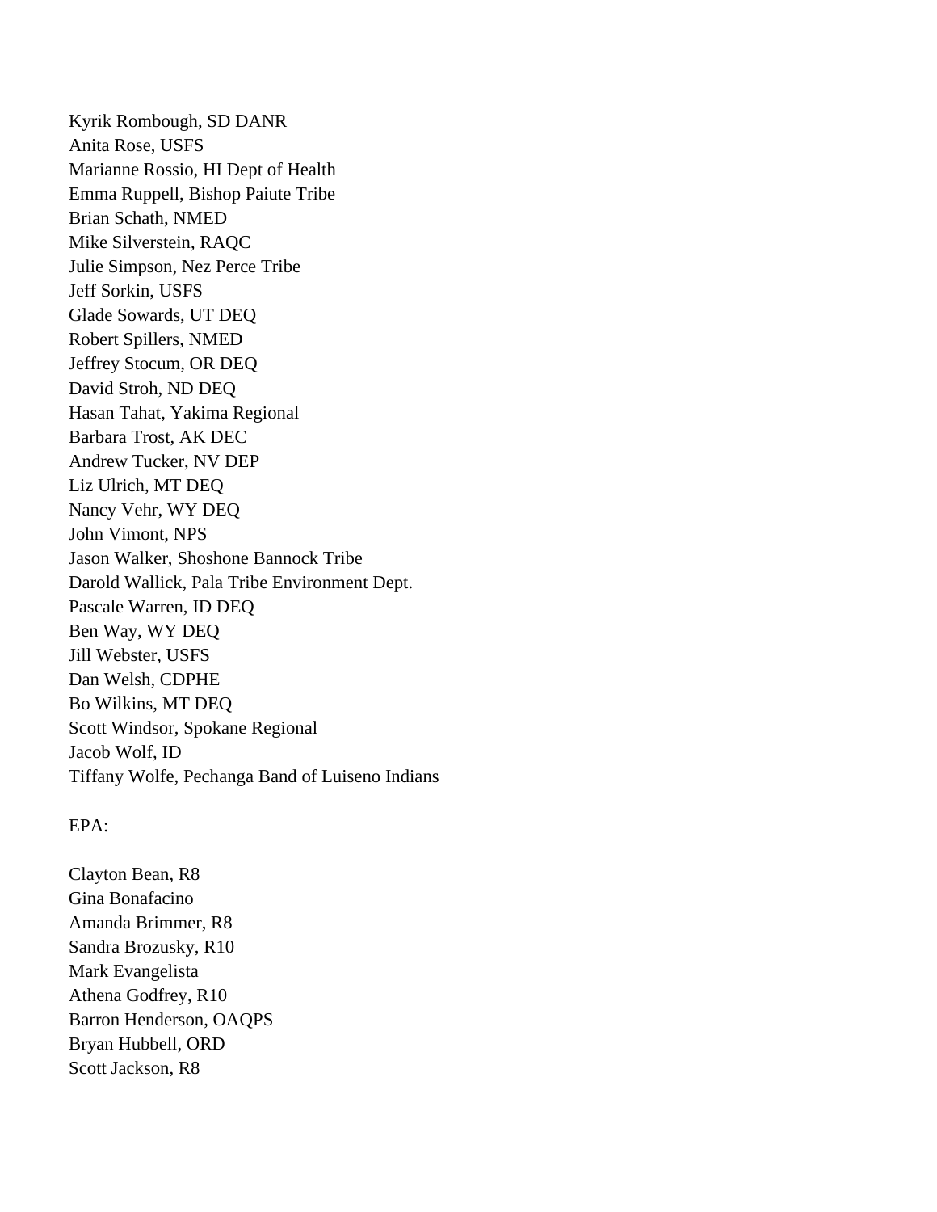Kyrik Rombough, SD DANR
Anita Rose, USFS
Marianne Rossio, HI Dept of Health
Emma Ruppell, Bishop Paiute Tribe
Brian Schath, NMED
Mike Silverstein, RAQC
Julie Simpson, Nez Perce Tribe
Jeff Sorkin, USFS
Glade Sowards, UT DEQ
Robert Spillers, NMED
Jeffrey Stocum, OR DEQ
David Stroh, ND DEQ
Hasan Tahat, Yakima Regional
Barbara Trost, AK DEC
Andrew Tucker, NV DEP
Liz Ulrich, MT DEQ
Nancy Vehr, WY DEQ
John Vimont, NPS
Jason Walker, Shoshone Bannock Tribe
Darold Wallick, Pala Tribe Environment Dept.
Pascale Warren, ID DEQ
Ben Way, WY DEQ
Jill Webster, USFS
Dan Welsh, CDPHE
Bo Wilkins, MT DEQ
Scott Windsor, Spokane Regional
Jacob Wolf, ID
Tiffany Wolfe, Pechanga Band of Luiseno Indians

EPA:

Clayton Bean, R8
Gina Bonafacino
Amanda Brimmer, R8
Sandra Brozusky, R10
Mark Evangelista
Athena Godfrey, R10
Barron Henderson, OAQPS
Bryan Hubbell, ORD
Scott Jackson, R8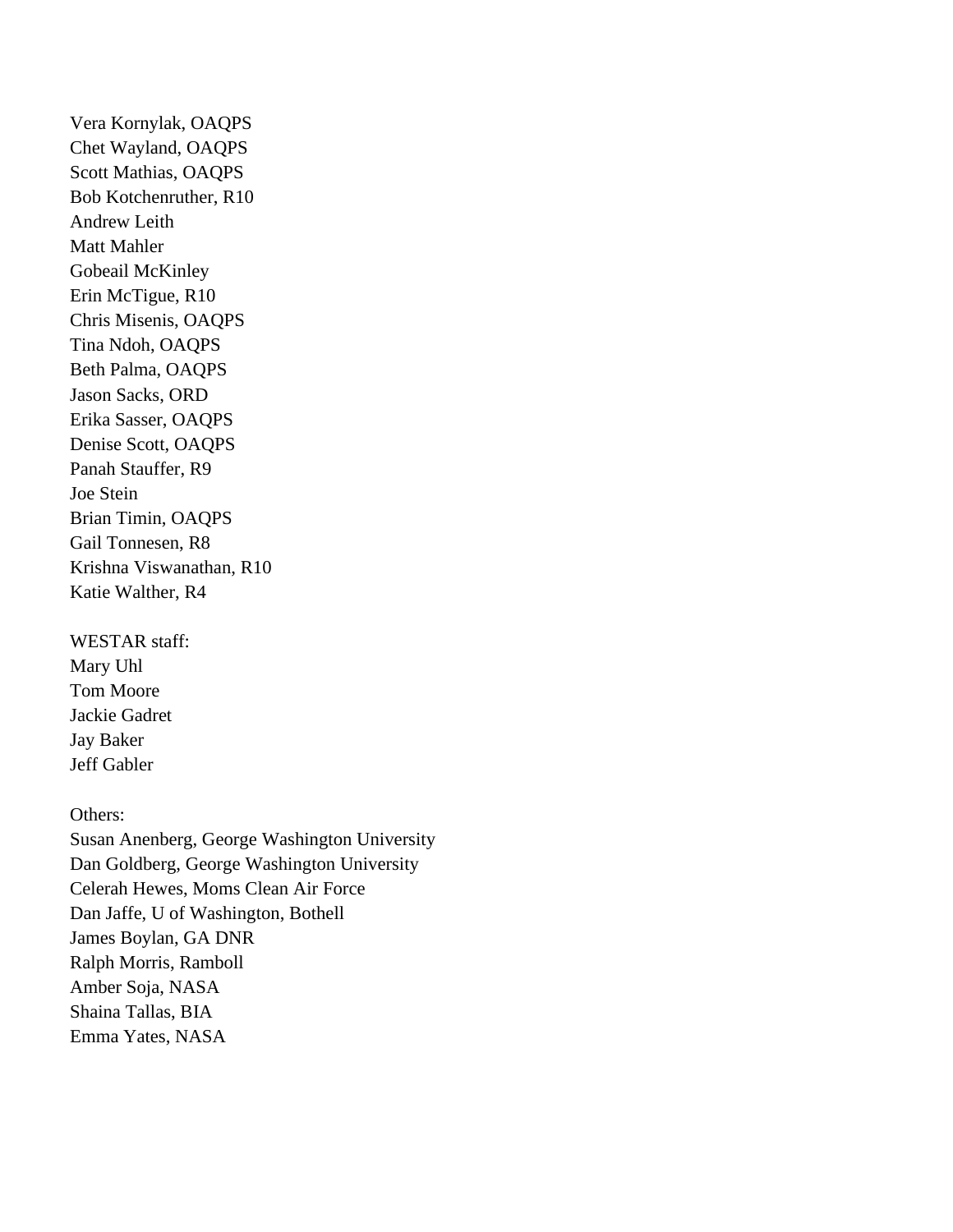Vera Kornylak, OAQPS
Chet Wayland, OAQPS
Scott Mathias, OAQPS
Bob Kotchenruther, R10
Andrew Leith
Matt Mahler
Gobeail McKinley
Erin McTigue, R10
Chris Misenis, OAQPS
Tina Ndoh, OAQPS
Beth Palma, OAQPS
Jason Sacks, ORD
Erika Sasser, OAQPS
Denise Scott, OAQPS
Panah Stauffer, R9
Joe Stein
Brian Timin, OAQPS
Gail Tonnesen, R8
Krishna Viswanathan, R10
Katie Walther, R4

WESTAR staff:
Mary Uhl
Tom Moore
Jackie Gadret
Jay Baker
Jeff Gabler

Others:
Susan Anenberg, George Washington University
Dan Goldberg, George Washington University
Celerah Hewes, Moms Clean Air Force
Dan Jaffe, U of Washington, Bothell
James Boylan, GA DNR
Ralph Morris, Ramboll
Amber Soja, NASA
Shaina Tallas, BIA
Emma Yates, NASA